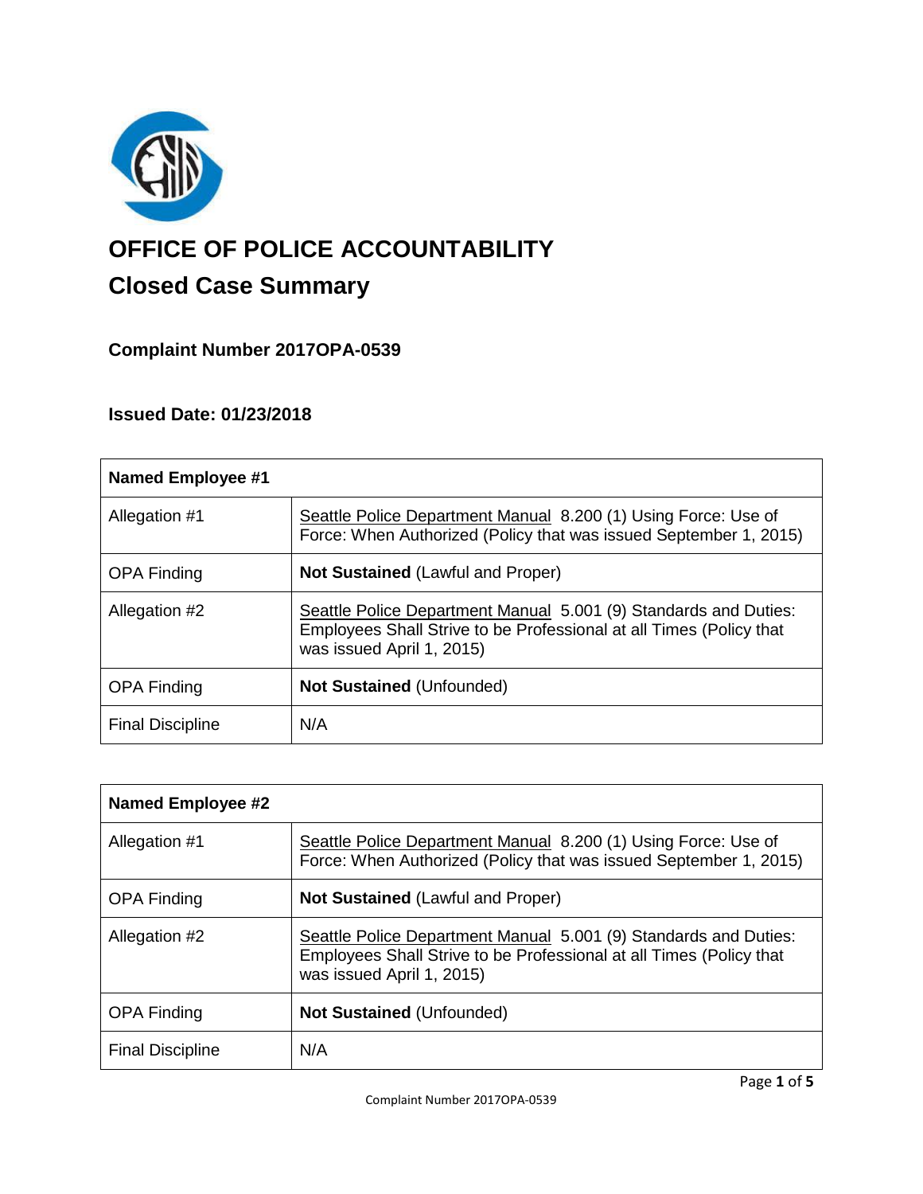# OFFICE OF POLICE ACCOUNTABILITY

## Closed Case Summary

### Complaint Number 2017OPA-0539

### Issued Date: 01/23/2018

| **Named Employee #1** | |
|---|---|
| Allegation #1 | Seattle Police Department Manual 8.200 (1) Using Force: Use of Force: When Authorized (Policy that was issued September 1, 2015) |
| OPA Finding | **Not Sustained** (Lawful and Proper) |
| Allegation #2 | Seattle Police Department Manual 5.001 (9) Standards and Duties: Employees Shall Strive to be Professional at all Times (Policy that was issued April 1, 2015) |
| OPA Finding | **Not Sustained** (Unfounded) |
| Final Discipline | N/A |

| **Named Employee #2** | |
|---|---|
| Allegation #1 | Seattle Police Department Manual 8.200 (1) Using Force: Use of Force: When Authorized (Policy that was issued September 1, 2015) |
| OPA Finding | **Not Sustained** (Lawful and Proper) |
| Allegation #2 | Seattle Police Department Manual 5.001 (9) Standards and Duties: Employees Shall Strive to be Professional at all Times (Policy that was issued April 1, 2015) |
| OPA Finding | **Not Sustained** (Unfounded) |
| Final Discipline | N/A |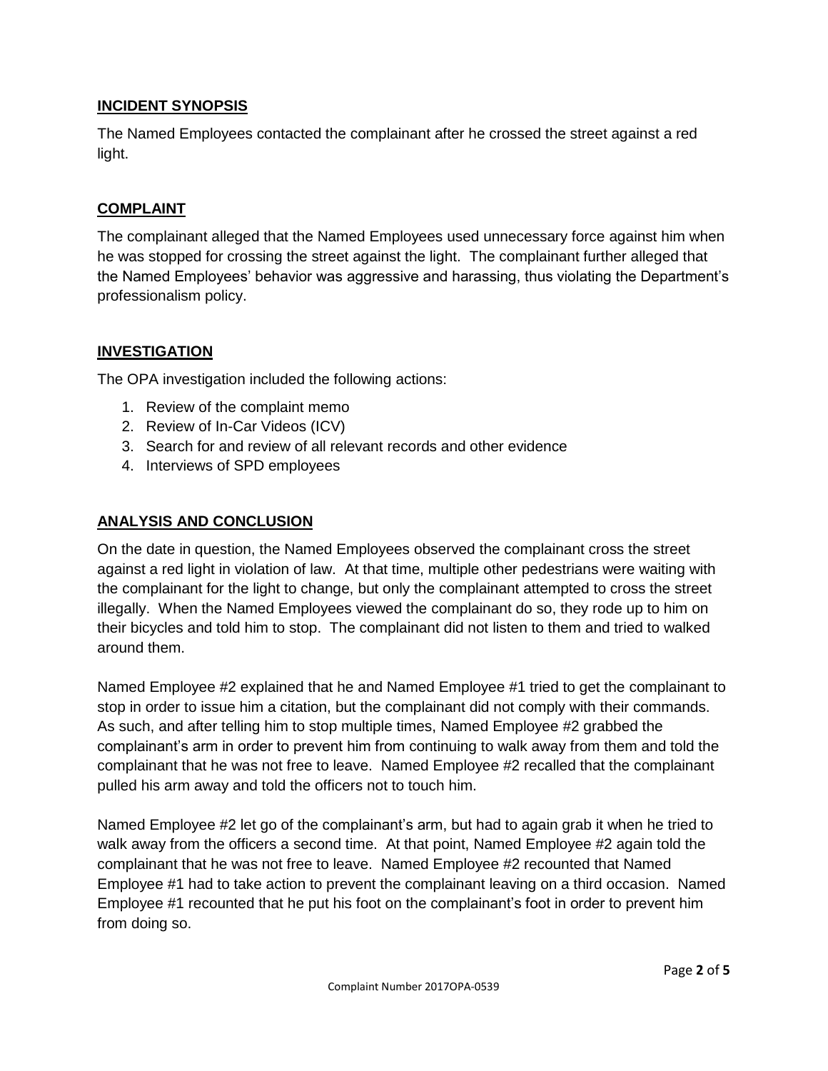## INCIDENT SYNOPSIS

The Named Employees contacted the complainant after he crossed the street against a red light.

## COMPLAINT

The complainant alleged that the Named Employees used unnecessary force against him when he was stopped for crossing the street against the light. The complainant further alleged that the Named Employees' behavior was aggressive and harassing, thus violating the Department's professionalism policy.

## INVESTIGATION

The OPA investigation included the following actions:

1. Review of the complaint memo
2. Review of In-Car Videos (ICV)
3. Search for and review of all relevant records and other evidence
4. Interviews of SPD employees

## ANALYSIS AND CONCLUSION

On the date in question, the Named Employees observed the complainant cross the street against a red light in violation of law. At that time, multiple other pedestrians were waiting with the complainant for the light to change, but only the complainant attempted to cross the street illegally. When the Named Employees viewed the complainant do so, they rode up to him on their bicycles and told him to stop. The complainant did not listen to them and tried to walked around them.

Named Employee #2 explained that he and Named Employee #1 tried to get the complainant to stop in order to issue him a citation, but the complainant did not comply with their commands. As such, and after telling him to stop multiple times, Named Employee #2 grabbed the complainant's arm in order to prevent him from continuing to walk away from them and told the complainant that he was not free to leave. Named Employee #2 recalled that the complainant pulled his arm away and told the officers not to touch him.

Named Employee #2 let go of the complainant's arm, but had to again grab it when he tried to walk away from the officers a second time. At that point, Named Employee #2 again told the complainant that he was not free to leave. Named Employee #2 recounted that Named Employee #1 had to take action to prevent the complainant leaving on a third occasion. Named Employee #1 recounted that he put his foot on the complainant's foot in order to prevent him from doing so.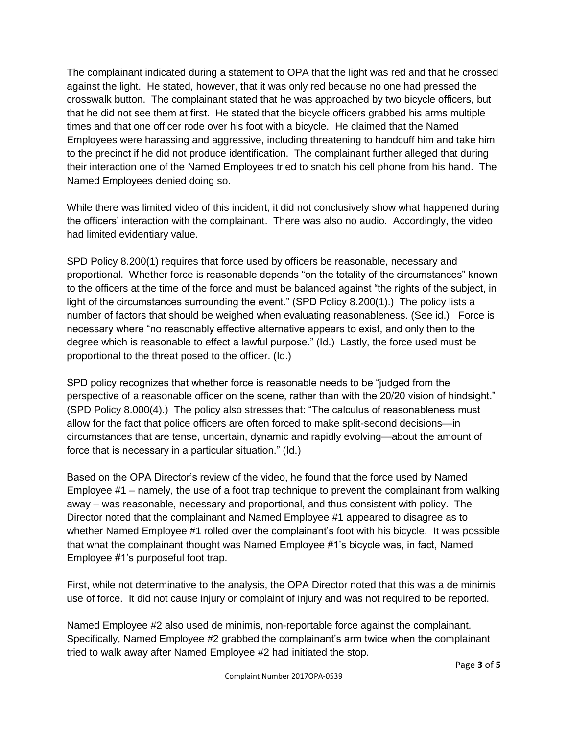The complainant indicated during a statement to OPA that the light was red and that he crossed against the light. He stated, however, that it was only red because no one had pressed the crosswalk button. The complainant stated that he was approached by two bicycle officers, but that he did not see them at first. He stated that the bicycle officers grabbed his arms multiple times and that one officer rode over his foot with a bicycle. He claimed that the Named Employees were harassing and aggressive, including threatening to handcuff him and take him to the precinct if he did not produce identification. The complainant further alleged that during their interaction one of the Named Employees tried to snatch his cell phone from his hand. The Named Employees denied doing so.

While there was limited video of this incident, it did not conclusively show what happened during the officers' interaction with the complainant. There was also no audio. Accordingly, the video had limited evidentiary value.

SPD Policy 8.200(1) requires that force used by officers be reasonable, necessary and proportional. Whether force is reasonable depends "on the totality of the circumstances" known to the officers at the time of the force and must be balanced against "the rights of the subject, in light of the circumstances surrounding the event." (SPD Policy 8.200(1).) The policy lists a number of factors that should be weighed when evaluating reasonableness. (See id.) Force is necessary where "no reasonably effective alternative appears to exist, and only then to the degree which is reasonable to effect a lawful purpose." (Id.) Lastly, the force used must be proportional to the threat posed to the officer. (Id.)

SPD policy recognizes that whether force is reasonable needs to be "judged from the perspective of a reasonable officer on the scene, rather than with the 20/20 vision of hindsight." (SPD Policy 8.000(4).) The policy also stresses that: "The calculus of reasonableness must allow for the fact that police officers are often forced to make split-second decisions—in circumstances that are tense, uncertain, dynamic and rapidly evolving—about the amount of force that is necessary in a particular situation." (Id.)

Based on the OPA Director's review of the video, he found that the force used by Named Employee #1 – namely, the use of a foot trap technique to prevent the complainant from walking away – was reasonable, necessary and proportional, and thus consistent with policy. The Director noted that the complainant and Named Employee #1 appeared to disagree as to whether Named Employee #1 rolled over the complainant's foot with his bicycle. It was possible that what the complainant thought was Named Employee #1's bicycle was, in fact, Named Employee #1's purposeful foot trap.

First, while not determinative to the analysis, the OPA Director noted that this was a de minimis use of force. It did not cause injury or complaint of injury and was not required to be reported.

Named Employee #2 also used de minimis, non-reportable force against the complainant. Specifically, Named Employee #2 grabbed the complainant's arm twice when the complainant tried to walk away after Named Employee #2 had initiated the stop.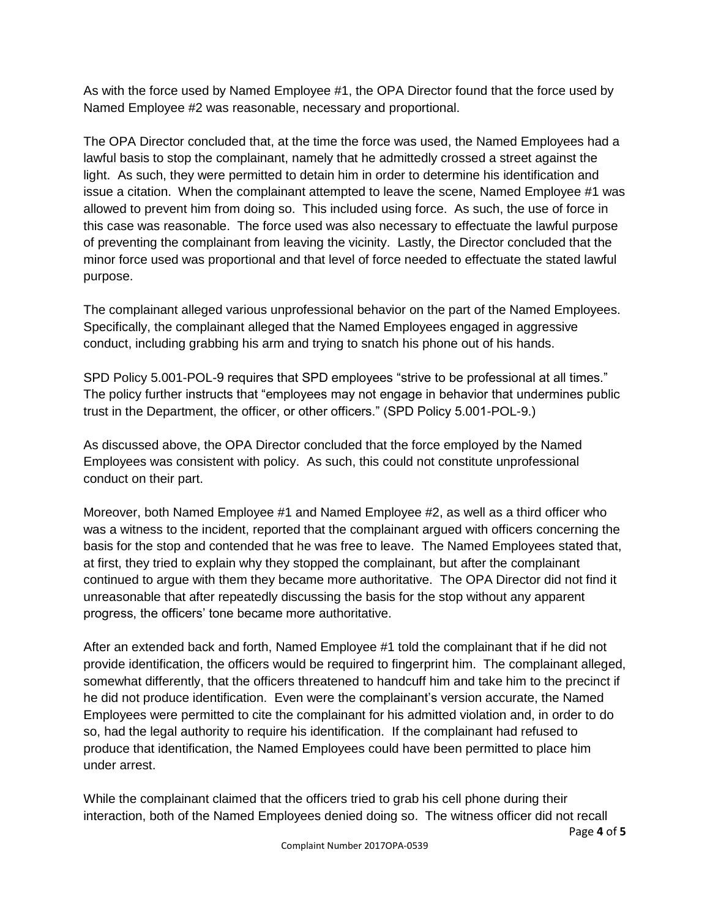As with the force used by Named Employee #1, the OPA Director found that the force used by Named Employee #2 was reasonable, necessary and proportional.

The OPA Director concluded that, at the time the force was used, the Named Employees had a lawful basis to stop the complainant, namely that he admittedly crossed a street against the light. As such, they were permitted to detain him in order to determine his identification and issue a citation. When the complainant attempted to leave the scene, Named Employee #1 was allowed to prevent him from doing so. This included using force. As such, the use of force in this case was reasonable. The force used was also necessary to effectuate the lawful purpose of preventing the complainant from leaving the vicinity. Lastly, the Director concluded that the minor force used was proportional and that level of force needed to effectuate the stated lawful purpose.

The complainant alleged various unprofessional behavior on the part of the Named Employees. Specifically, the complainant alleged that the Named Employees engaged in aggressive conduct, including grabbing his arm and trying to snatch his phone out of his hands.

SPD Policy 5.001-POL-9 requires that SPD employees "strive to be professional at all times." The policy further instructs that "employees may not engage in behavior that undermines public trust in the Department, the officer, or other officers." (SPD Policy 5.001-POL-9.)

As discussed above, the OPA Director concluded that the force employed by the Named Employees was consistent with policy. As such, this could not constitute unprofessional conduct on their part.

Moreover, both Named Employee #1 and Named Employee #2, as well as a third officer who was a witness to the incident, reported that the complainant argued with officers concerning the basis for the stop and contended that he was free to leave. The Named Employees stated that, at first, they tried to explain why they stopped the complainant, but after the complainant continued to argue with them they became more authoritative. The OPA Director did not find it unreasonable that after repeatedly discussing the basis for the stop without any apparent progress, the officers' tone became more authoritative.

After an extended back and forth, Named Employee #1 told the complainant that if he did not provide identification, the officers would be required to fingerprint him. The complainant alleged, somewhat differently, that the officers threatened to handcuff him and take him to the precinct if he did not produce identification. Even were the complainant's version accurate, the Named Employees were permitted to cite the complainant for his admitted violation and, in order to do so, had the legal authority to require his identification. If the complainant had refused to produce that identification, the Named Employees could have been permitted to place him under arrest.

While the complainant claimed that the officers tried to grab his cell phone during their interaction, both of the Named Employees denied doing so. The witness officer did not recall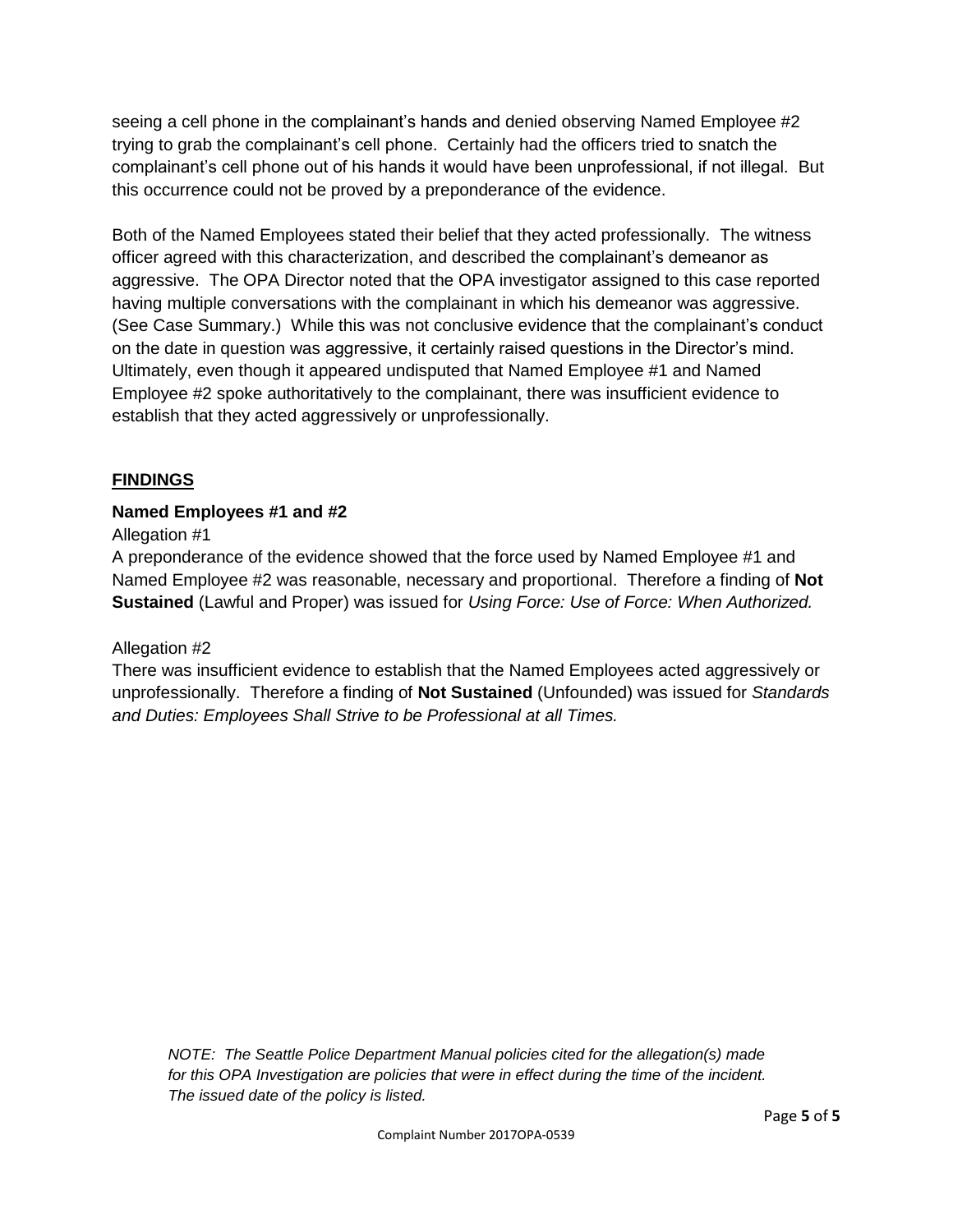seeing a cell phone in the complainant's hands and denied observing Named Employee #2 trying to grab the complainant's cell phone. Certainly had the officers tried to snatch the complainant's cell phone out of his hands it would have been unprofessional, if not illegal. But this occurrence could not be proved by a preponderance of the evidence.

Both of the Named Employees stated their belief that they acted professionally. The witness officer agreed with this characterization, and described the complainant's demeanor as aggressive. The OPA Director noted that the OPA investigator assigned to this case reported having multiple conversations with the complainant in which his demeanor was aggressive. (See Case Summary.) While this was not conclusive evidence that the complainant's conduct on the date in question was aggressive, it certainly raised questions in the Director's mind. Ultimately, even though it appeared undisputed that Named Employee #1 and Named Employee #2 spoke authoritatively to the complainant, there was insufficient evidence to establish that they acted aggressively or unprofessionally.

## FINDINGS

### Named Employees #1 and #2

Allegation #1

A preponderance of the evidence showed that the force used by Named Employee #1 and Named Employee #2 was reasonable, necessary and proportional. Therefore a finding of **Not Sustained** (Lawful and Proper) was issued for *Using Force: Use of Force: When Authorized.*

Allegation #2

There was insufficient evidence to establish that the Named Employees acted aggressively or unprofessionally. Therefore a finding of **Not Sustained** (Unfounded) was issued for *Standards and Duties: Employees Shall Strive to be Professional at all Times.*

*NOTE: The Seattle Police Department Manual policies cited for the allegation(s) made for this OPA Investigation are policies that were in effect during the time of the incident. The issued date of the policy is listed.*

Complaint Number 2017OPA-0539